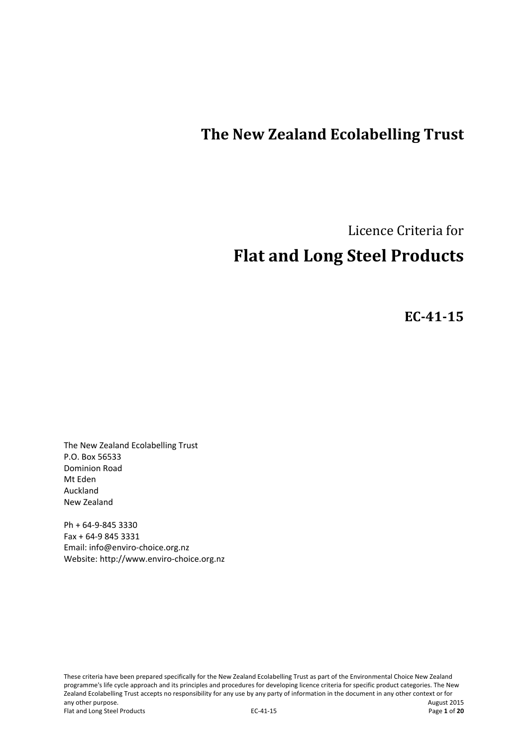# The New Zealand Ecolabelling Trust

Licence Criteria for

# Flat and Long Steel Products

**EC-41-15**

The New Zealand Ecolabelling Trust
P.O. Box 56533
Dominion Road
Mt Eden
Auckland
New Zealand

Ph + 64-9-845 3330
Fax + 64-9 845 3331
Email: info@enviro-choice.org.nz
Website: http://www.enviro-choice.org.nz

These criteria have been prepared specifically for the New Zealand Ecolabelling Trust as part of the Environmental Choice New Zealand programme's life cycle approach and its principles and procedures for developing licence criteria for specific product categories. The New Zealand Ecolabelling Trust accepts no responsibility for any use by any party of information in the document in any other context or for any other purpose.

August 2015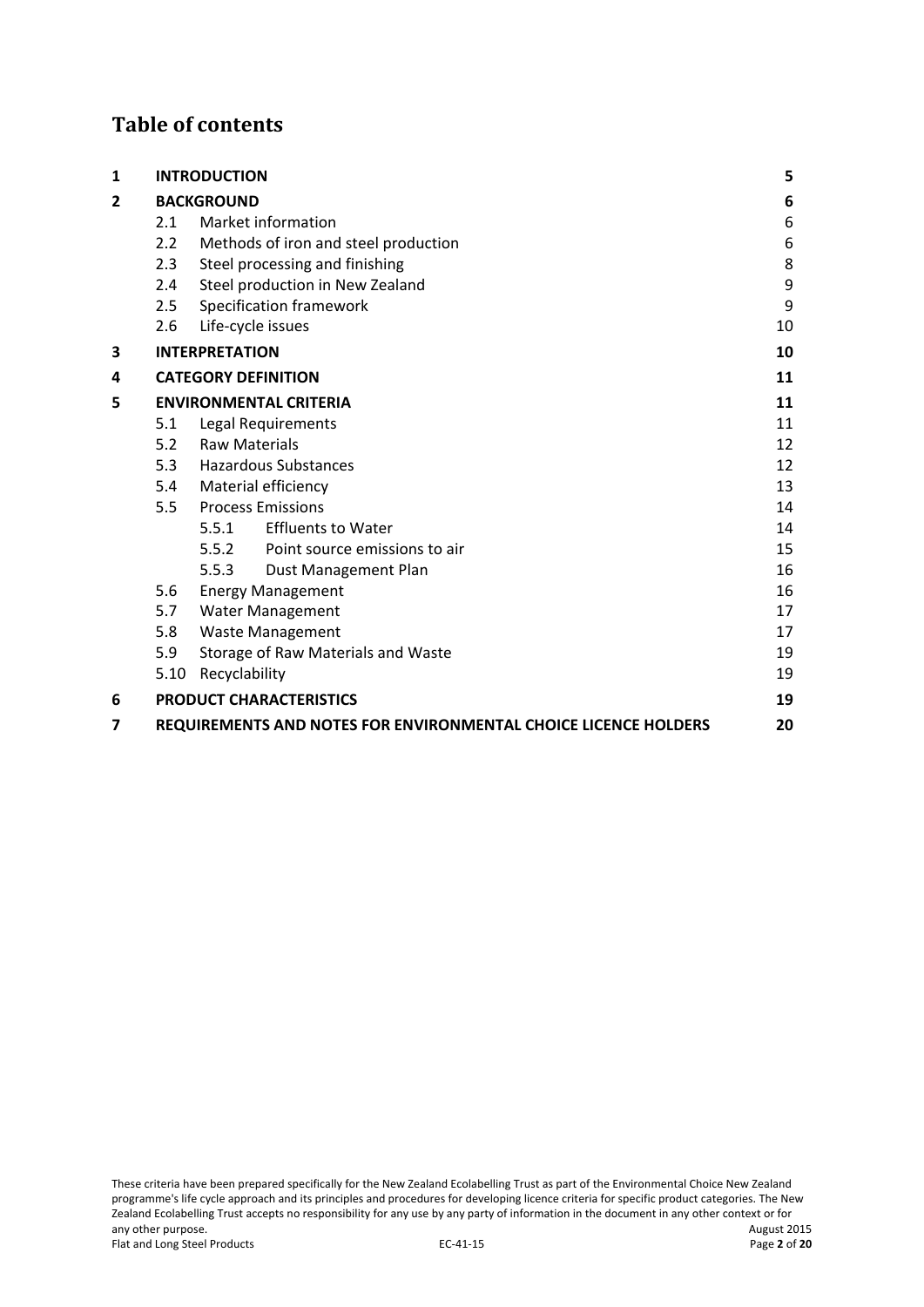## Table of contents

| | | | |
|---|---|---|---|
| **1** | **INTRODUCTION** | | **5** |
| **2** | **BACKGROUND** | | **6** |
| | 2.1 | Market information | 6 |
| | 2.2 | Methods of iron and steel production | 6 |
| | 2.3 | Steel processing and finishing | 8 |
| | 2.4 | Steel production in New Zealand | 9 |
| | 2.5 | Specification framework | 9 |
| | 2.6 | Life-cycle issues | 10 |
| **3** | **INTERPRETATION** | | **10** |
| **4** | **CATEGORY DEFINITION** | | **11** |
| **5** | **ENVIRONMENTAL CRITERIA** | | **11** |
| | 5.1 | Legal Requirements | 11 |
| | 5.2 | Raw Materials | 12 |
| | 5.3 | Hazardous Substances | 12 |
| | 5.4 | Material efficiency | 13 |
| | 5.5 | Process Emissions | 14 |
| | | 5.5.1 Effluents to Water | 14 |
| | | 5.5.2 Point source emissions to air | 15 |
| | | 5.5.3 Dust Management Plan | 16 |
| | 5.6 | Energy Management | 16 |
| | 5.7 | Water Management | 17 |
| | 5.8 | Waste Management | 17 |
| | 5.9 | Storage of Raw Materials and Waste | 19 |
| | 5.10 | Recyclability | 19 |
| **6** | **PRODUCT CHARACTERISTICS** | | **19** |
| **7** | **REQUIREMENTS AND NOTES FOR ENVIRONMENTAL CHOICE LICENCE HOLDERS** | | **20** |

These criteria have been prepared specifically for the New Zealand Ecolabelling Trust as part of the Environmental Choice New Zealand programme's life cycle approach and its principles and procedures for developing licence criteria for specific product categories. The New Zealand Ecolabelling Trust accepts no responsibility for any use by any party of information in the document in any other context or for any other purpose.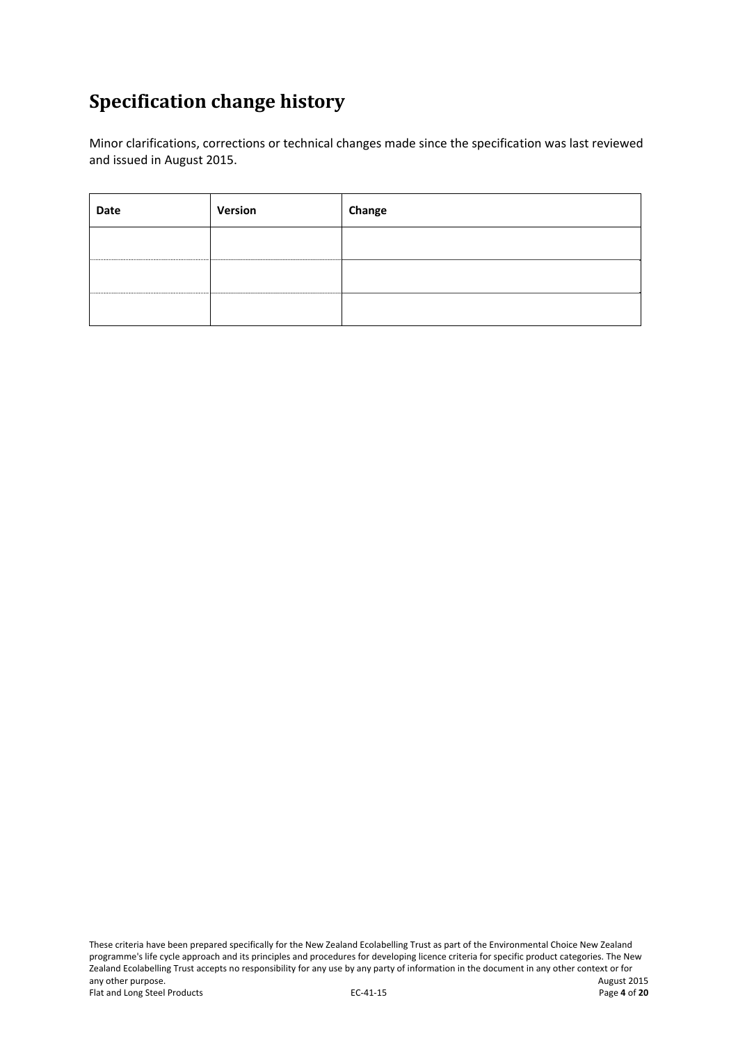# Specification change history

Minor clarifications, corrections or technical changes made since the specification was last reviewed and issued in August 2015.

| Date | Version | Change |
| --- | --- | --- |
| | | |
| | | |
| | | |

These criteria have been prepared specifically for the New Zealand Ecolabelling Trust as part of the Environmental Choice New Zealand programme's life cycle approach and its principles and procedures for developing licence criteria for specific product categories. The New Zealand Ecolabelling Trust accepts no responsibility for any use by any party of information in the document in any other context or for any other purpose.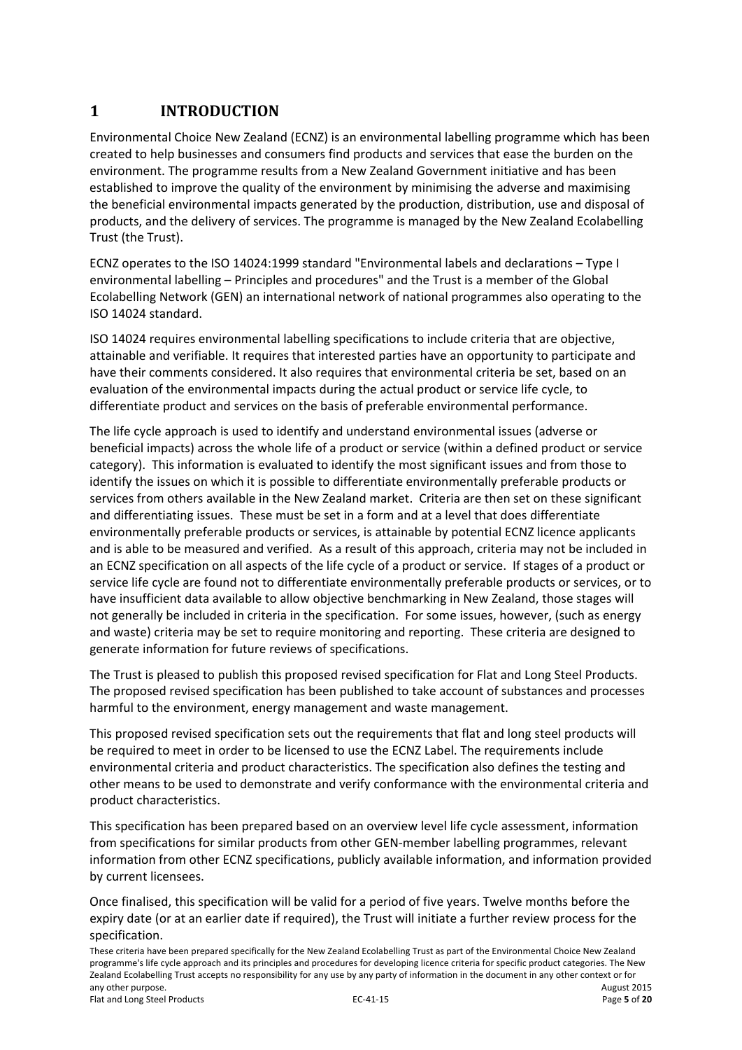# 1 INTRODUCTION

Environmental Choice New Zealand (ECNZ) is an environmental labelling programme which has been created to help businesses and consumers find products and services that ease the burden on the environment. The programme results from a New Zealand Government initiative and has been established to improve the quality of the environment by minimising the adverse and maximising the beneficial environmental impacts generated by the production, distribution, use and disposal of products, and the delivery of services. The programme is managed by the New Zealand Ecolabelling Trust (the Trust).

ECNZ operates to the ISO 14024:1999 standard "Environmental labels and declarations – Type I environmental labelling – Principles and procedures" and the Trust is a member of the Global Ecolabelling Network (GEN) an international network of national programmes also operating to the ISO 14024 standard.

ISO 14024 requires environmental labelling specifications to include criteria that are objective, attainable and verifiable. It requires that interested parties have an opportunity to participate and have their comments considered. It also requires that environmental criteria be set, based on an evaluation of the environmental impacts during the actual product or service life cycle, to differentiate product and services on the basis of preferable environmental performance.

The life cycle approach is used to identify and understand environmental issues (adverse or beneficial impacts) across the whole life of a product or service (within a defined product or service category). This information is evaluated to identify the most significant issues and from those to identify the issues on which it is possible to differentiate environmentally preferable products or services from others available in the New Zealand market. Criteria are then set on these significant and differentiating issues. These must be set in a form and at a level that does differentiate environmentally preferable products or services, is attainable by potential ECNZ licence applicants and is able to be measured and verified. As a result of this approach, criteria may not be included in an ECNZ specification on all aspects of the life cycle of a product or service. If stages of a product or service life cycle are found not to differentiate environmentally preferable products or services, or to have insufficient data available to allow objective benchmarking in New Zealand, those stages will not generally be included in criteria in the specification. For some issues, however, (such as energy and waste) criteria may be set to require monitoring and reporting. These criteria are designed to generate information for future reviews of specifications.

The Trust is pleased to publish this proposed revised specification for Flat and Long Steel Products. The proposed revised specification has been published to take account of substances and processes harmful to the environment, energy management and waste management.

This proposed revised specification sets out the requirements that flat and long steel products will be required to meet in order to be licensed to use the ECNZ Label. The requirements include environmental criteria and product characteristics. The specification also defines the testing and other means to be used to demonstrate and verify conformance with the environmental criteria and product characteristics.

This specification has been prepared based on an overview level life cycle assessment, information from specifications for similar products from other GEN-member labelling programmes, relevant information from other ECNZ specifications, publicly available information, and information provided by current licensees.

Once finalised, this specification will be valid for a period of five years. Twelve months before the expiry date (or at an earlier date if required), the Trust will initiate a further review process for the specification.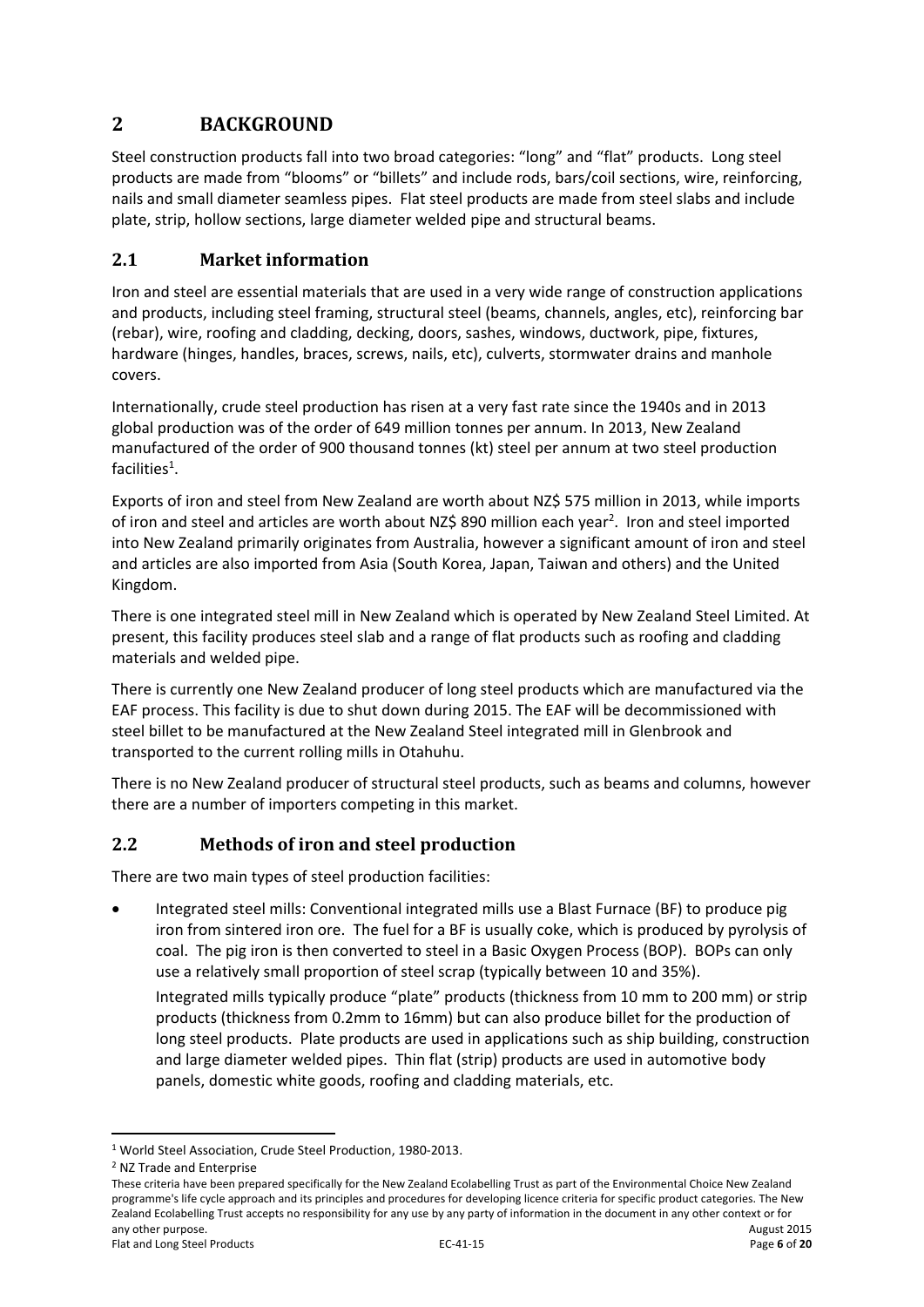# 2 BACKGROUND

Steel construction products fall into two broad categories: "long" and "flat" products. Long steel products are made from "blooms" or "billets" and include rods, bars/coil sections, wire, reinforcing, nails and small diameter seamless pipes. Flat steel products are made from steel slabs and include plate, strip, hollow sections, large diameter welded pipe and structural beams.

## 2.1 Market information

Iron and steel are essential materials that are used in a very wide range of construction applications and products, including steel framing, structural steel (beams, channels, angles, etc), reinforcing bar (rebar), wire, roofing and cladding, decking, doors, sashes, windows, ductwork, pipe, fixtures, hardware (hinges, handles, braces, screws, nails, etc), culverts, stormwater drains and manhole covers.

Internationally, crude steel production has risen at a very fast rate since the 1940s and in 2013 global production was of the order of 649 million tonnes per annum. In 2013, New Zealand manufactured of the order of 900 thousand tonnes (kt) steel per annum at two steel production facilities[1].

Exports of iron and steel from New Zealand are worth about NZ$ 575 million in 2013, while imports of iron and steel and articles are worth about NZ$ 890 million each year[2]. Iron and steel imported into New Zealand primarily originates from Australia, however a significant amount of iron and steel and articles are also imported from Asia (South Korea, Japan, Taiwan and others) and the United Kingdom.

There is one integrated steel mill in New Zealand which is operated by New Zealand Steel Limited. At present, this facility produces steel slab and a range of flat products such as roofing and cladding materials and welded pipe.

There is currently one New Zealand producer of long steel products which are manufactured via the EAF process. This facility is due to shut down during 2015. The EAF will be decommissioned with steel billet to be manufactured at the New Zealand Steel integrated mill in Glenbrook and transported to the current rolling mills in Otahuhu.

There is no New Zealand producer of structural steel products, such as beams and columns, however there are a number of importers competing in this market.

## 2.2 Methods of iron and steel production

There are two main types of steel production facilities:

- Integrated steel mills: Conventional integrated mills use a Blast Furnace (BF) to produce pig iron from sintered iron ore. The fuel for a BF is usually coke, which is produced by pyrolysis of coal. The pig iron is then converted to steel in a Basic Oxygen Process (BOP). BOPs can only use a relatively small proportion of steel scrap (typically between 10 and 35%).

  Integrated mills typically produce "plate" products (thickness from 10 mm to 200 mm) or strip products (thickness from 0.2mm to 16mm) but can also produce billet for the production of long steel products. Plate products are used in applications such as ship building, construction and large diameter welded pipes. Thin flat (strip) products are used in automotive body panels, domestic white goods, roofing and cladding materials, etc.

---

[1] World Steel Association, Crude Steel Production, 1980-2013.

[2] NZ Trade and Enterprise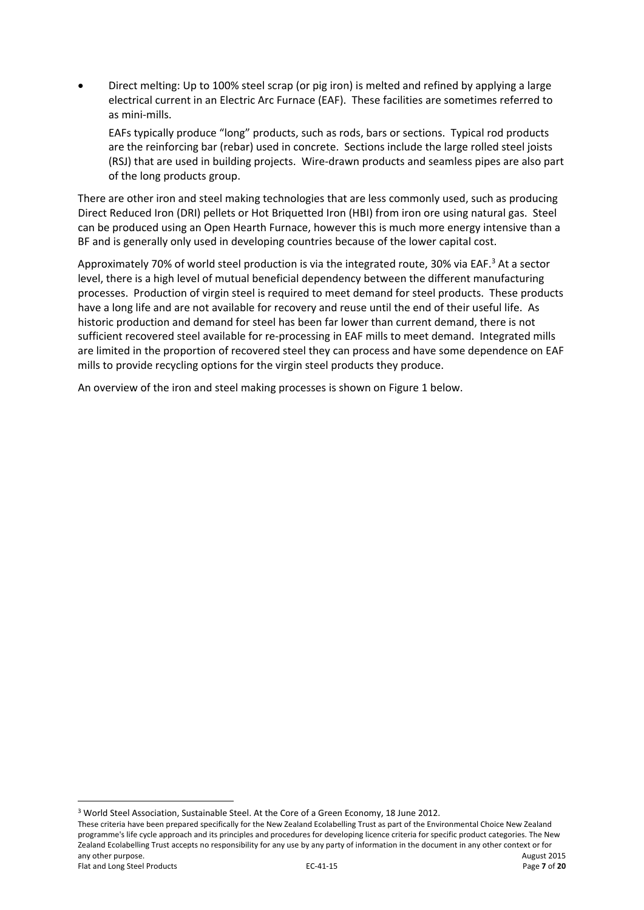- Direct melting: Up to 100% steel scrap (or pig iron) is melted and refined by applying a large electrical current in an Electric Arc Furnace (EAF). These facilities are sometimes referred to as mini-mills.

  EAFs typically produce "long" products, such as rods, bars or sections. Typical rod products are the reinforcing bar (rebar) used in concrete. Sections include the large rolled steel joists (RSJ) that are used in building projects. Wire-drawn products and seamless pipes are also part of the long products group.

There are other iron and steel making technologies that are less commonly used, such as producing Direct Reduced Iron (DRI) pellets or Hot Briquetted Iron (HBI) from iron ore using natural gas. Steel can be produced using an Open Hearth Furnace, however this is much more energy intensive than a BF and is generally only used in developing countries because of the lower capital cost.

Approximately 70% of world steel production is via the integrated route, 30% via EAF.[3] At a sector level, there is a high level of mutual beneficial dependency between the different manufacturing processes. Production of virgin steel is required to meet demand for steel products. These products have a long life and are not available for recovery and reuse until the end of their useful life. As historic production and demand for steel has been far lower than current demand, there is not sufficient recovered steel available for re-processing in EAF mills to meet demand. Integrated mills are limited in the proportion of recovered steel they can process and have some dependence on EAF mills to provide recycling options for the virgin steel products they produce.

An overview of the iron and steel making processes is shown on Figure 1 below.

[3] World Steel Association, Sustainable Steel. At the Core of a Green Economy, 18 June 2012.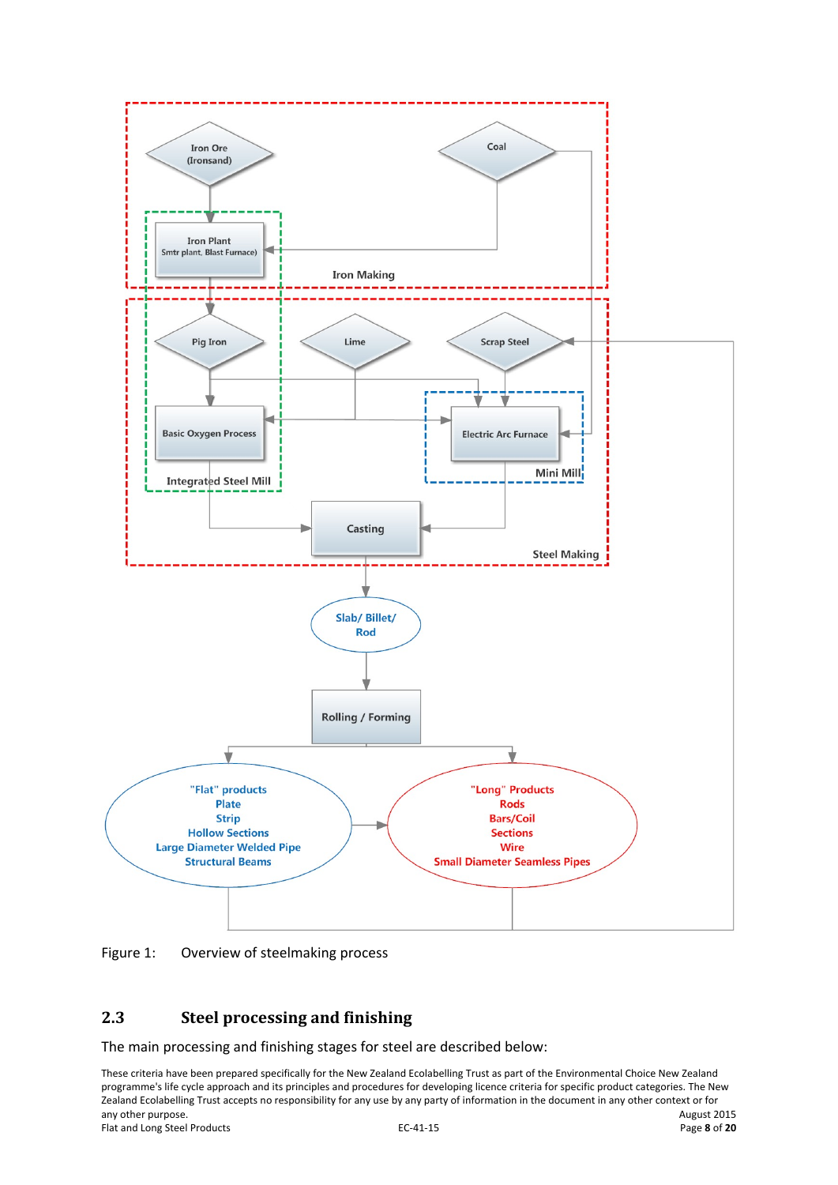Figure 1: Overview of steelmaking process

## 2.3 Steel processing and finishing

The main processing and finishing stages for steel are described below: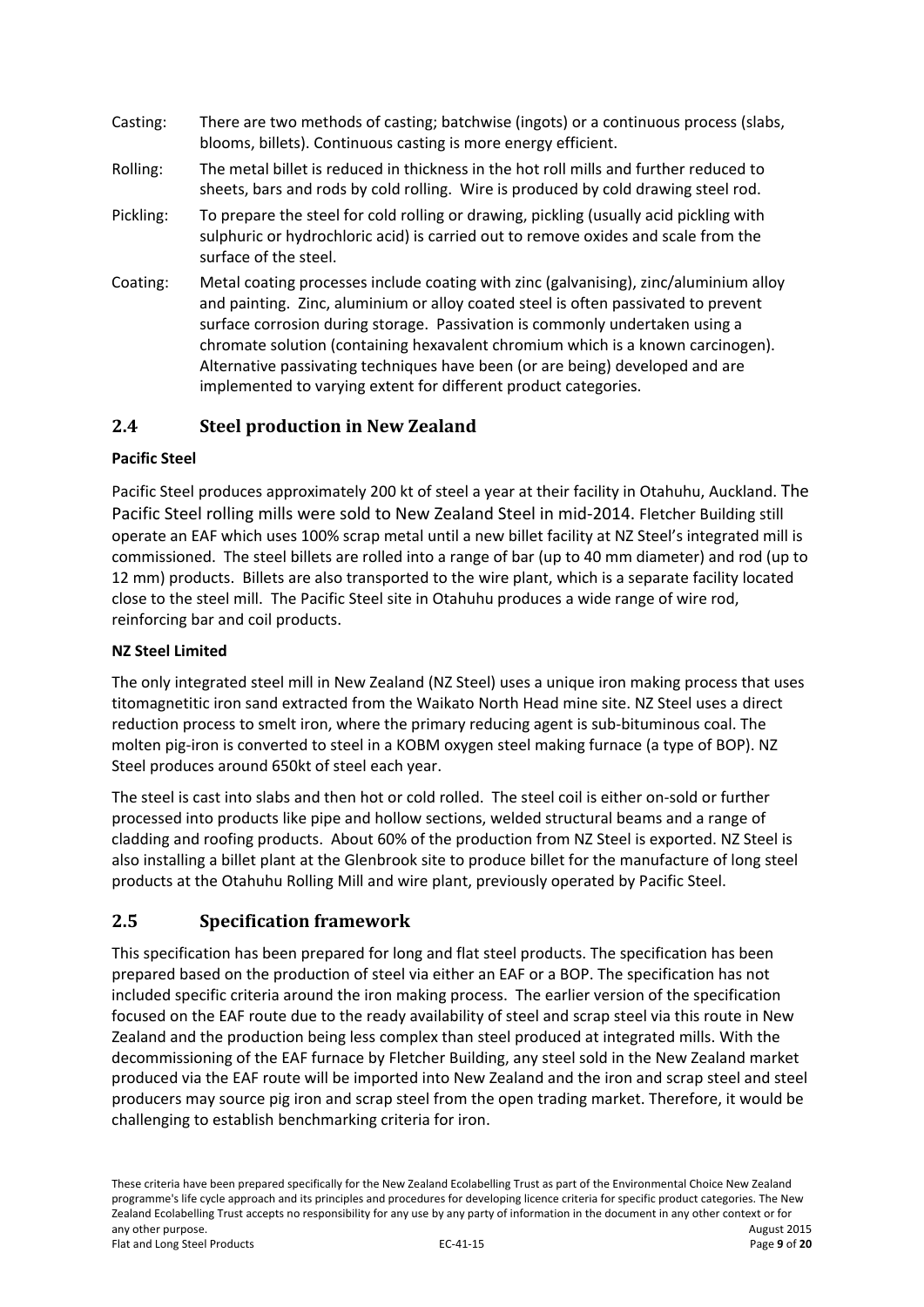Casting: There are two methods of casting; batchwise (ingots) or a continuous process (slabs, blooms, billets). Continuous casting is more energy efficient.

Rolling: The metal billet is reduced in thickness in the hot roll mills and further reduced to sheets, bars and rods by cold rolling. Wire is produced by cold drawing steel rod.

Pickling: To prepare the steel for cold rolling or drawing, pickling (usually acid pickling with sulphuric or hydrochloric acid) is carried out to remove oxides and scale from the surface of the steel.

Coating: Metal coating processes include coating with zinc (galvanising), zinc/aluminium alloy and painting. Zinc, aluminium or alloy coated steel is often passivated to prevent surface corrosion during storage. Passivation is commonly undertaken using a chromate solution (containing hexavalent chromium which is a known carcinogen). Alternative passivating techniques have been (or are being) developed and are implemented to varying extent for different product categories.

## 2.4 Steel production in New Zealand

**Pacific Steel**

Pacific Steel produces approximately 200 kt of steel a year at their facility in Otahuhu, Auckland. The Pacific Steel rolling mills were sold to New Zealand Steel in mid-2014. Fletcher Building still operate an EAF which uses 100% scrap metal until a new billet facility at NZ Steel's integrated mill is commissioned. The steel billets are rolled into a range of bar (up to 40 mm diameter) and rod (up to 12 mm) products. Billets are also transported to the wire plant, which is a separate facility located close to the steel mill. The Pacific Steel site in Otahuhu produces a wide range of wire rod, reinforcing bar and coil products.

**NZ Steel Limited**

The only integrated steel mill in New Zealand (NZ Steel) uses a unique iron making process that uses titomagnetitic iron sand extracted from the Waikato North Head mine site. NZ Steel uses a direct reduction process to smelt iron, where the primary reducing agent is sub-bituminous coal. The molten pig-iron is converted to steel in a KOBM oxygen steel making furnace (a type of BOP). NZ Steel produces around 650kt of steel each year.

The steel is cast into slabs and then hot or cold rolled. The steel coil is either on-sold or further processed into products like pipe and hollow sections, welded structural beams and a range of cladding and roofing products. About 60% of the production from NZ Steel is exported. NZ Steel is also installing a billet plant at the Glenbrook site to produce billet for the manufacture of long steel products at the Otahuhu Rolling Mill and wire plant, previously operated by Pacific Steel.

## 2.5 Specification framework

This specification has been prepared for long and flat steel products. The specification has been prepared based on the production of steel via either an EAF or a BOP. The specification has not included specific criteria around the iron making process. The earlier version of the specification focused on the EAF route due to the ready availability of steel and scrap steel via this route in New Zealand and the production being less complex than steel produced at integrated mills. With the decommissioning of the EAF furnace by Fletcher Building, any steel sold in the New Zealand market produced via the EAF route will be imported into New Zealand and the iron and scrap steel and steel producers may source pig iron and scrap steel from the open trading market. Therefore, it would be challenging to establish benchmarking criteria for iron.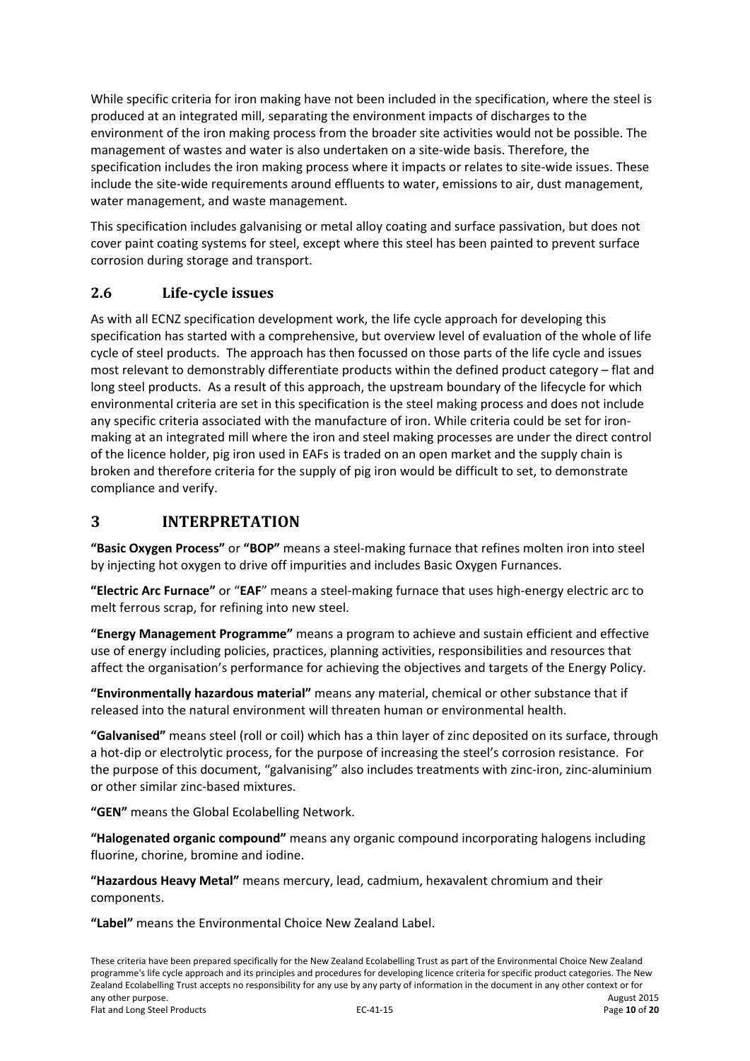While specific criteria for iron making have not been included in the specification, where the steel is produced at an integrated mill, separating the environment impacts of discharges to the environment of the iron making process from the broader site activities would not be possible. The management of wastes and water is also undertaken on a site-wide basis. Therefore, the specification includes the iron making process where it impacts or relates to site-wide issues. These include the site-wide requirements around effluents to water, emissions to air, dust management, water management, and waste management.

This specification includes galvanising or metal alloy coating and surface passivation, but does not cover paint coating systems for steel, except where this steel has been painted to prevent surface corrosion during storage and transport.

### 2.6 Life-cycle issues

As with all ECNZ specification development work, the life cycle approach for developing this specification has started with a comprehensive, but overview level of evaluation of the whole of life cycle of steel products. The approach has then focussed on those parts of the life cycle and issues most relevant to demonstrably differentiate products within the defined product category – flat and long steel products. As a result of this approach, the upstream boundary of the lifecycle for which environmental criteria are set in this specification is the steel making process and does not include any specific criteria associated with the manufacture of iron. While criteria could be set for iron-making at an integrated mill where the iron and steel making processes are under the direct control of the licence holder, pig iron used in EAFs is traded on an open market and the supply chain is broken and therefore criteria for the supply of pig iron would be difficult to set, to demonstrate compliance and verify.

## 3 INTERPRETATION

**"Basic Oxygen Process"** or **"BOP"** means a steel-making furnace that refines molten iron into steel by injecting hot oxygen to drive off impurities and includes Basic Oxygen Furnances.

**"Electric Arc Furnace"** or "**EAF**" means a steel-making furnace that uses high-energy electric arc to melt ferrous scrap, for refining into new steel.

**"Energy Management Programme"** means a program to achieve and sustain efficient and effective use of energy including policies, practices, planning activities, responsibilities and resources that affect the organisation's performance for achieving the objectives and targets of the Energy Policy.

**"Environmentally hazardous material"** means any material, chemical or other substance that if released into the natural environment will threaten human or environmental health.

**"Galvanised"** means steel (roll or coil) which has a thin layer of zinc deposited on its surface, through a hot-dip or electrolytic process, for the purpose of increasing the steel's corrosion resistance. For the purpose of this document, "galvanising" also includes treatments with zinc-iron, zinc-aluminium or other similar zinc-based mixtures.

**"GEN"** means the Global Ecolabelling Network.

**"Halogenated organic compound"** means any organic compound incorporating halogens including fluorine, chorine, bromine and iodine.

**"Hazardous Heavy Metal"** means mercury, lead, cadmium, hexavalent chromium and their components.

**"Label"** means the Environmental Choice New Zealand Label.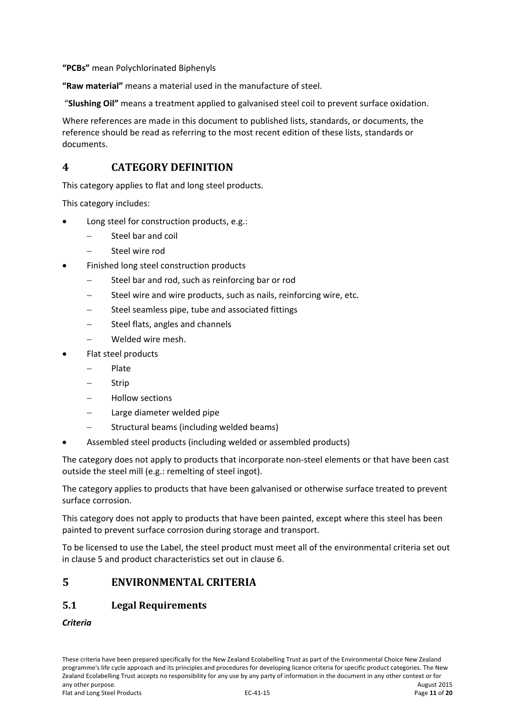**"PCBs"** mean Polychlorinated Biphenyls

**"Raw material"** means a material used in the manufacture of steel.

"**Slushing Oil"** means a treatment applied to galvanised steel coil to prevent surface oxidation.

Where references are made in this document to published lists, standards, or documents, the reference should be read as referring to the most recent edition of these lists, standards or documents.

# 4 CATEGORY DEFINITION

This category applies to flat and long steel products.

This category includes:

- Long steel for construction products, e.g.:
  - Steel bar and coil
  - Steel wire rod
- Finished long steel construction products
  - Steel bar and rod, such as reinforcing bar or rod
  - Steel wire and wire products, such as nails, reinforcing wire, etc.
  - Steel seamless pipe, tube and associated fittings
  - Steel flats, angles and channels
  - Welded wire mesh.
- Flat steel products
  - Plate
  - Strip
  - Hollow sections
  - Large diameter welded pipe
  - Structural beams (including welded beams)
- Assembled steel products (including welded or assembled products)

The category does not apply to products that incorporate non-steel elements or that have been cast outside the steel mill (e.g.: remelting of steel ingot).

The category applies to products that have been galvanised or otherwise surface treated to prevent surface corrosion.

This category does not apply to products that have been painted, except where this steel has been painted to prevent surface corrosion during storage and transport.

To be licensed to use the Label, the steel product must meet all of the environmental criteria set out in clause 5 and product characteristics set out in clause 6.

# 5 ENVIRONMENTAL CRITERIA

## 5.1 Legal Requirements

***Criteria***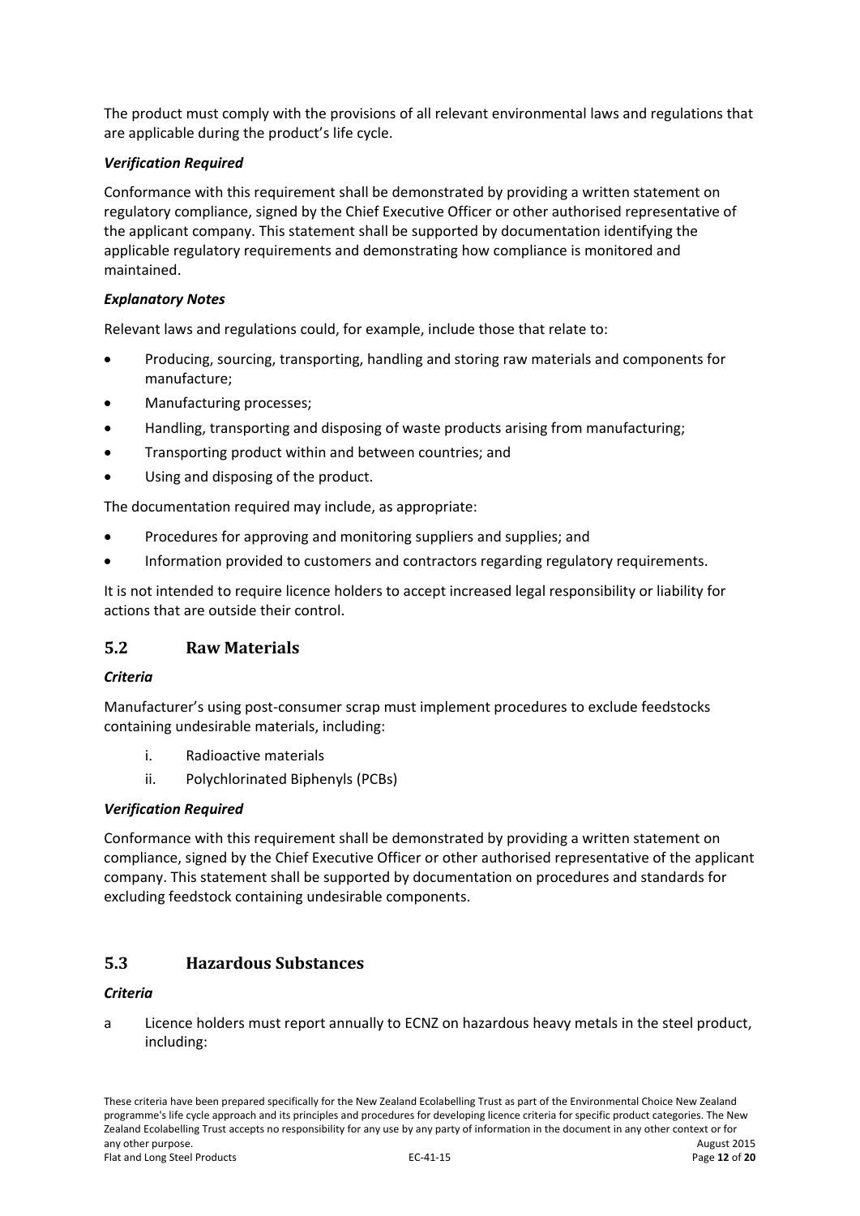The product must comply with the provisions of all relevant environmental laws and regulations that are applicable during the product's life cycle.

***Verification Required***

Conformance with this requirement shall be demonstrated by providing a written statement on regulatory compliance, signed by the Chief Executive Officer or other authorised representative of the applicant company. This statement shall be supported by documentation identifying the applicable regulatory requirements and demonstrating how compliance is monitored and maintained.

***Explanatory Notes***

Relevant laws and regulations could, for example, include those that relate to:

- Producing, sourcing, transporting, handling and storing raw materials and components for manufacture;
- Manufacturing processes;
- Handling, transporting and disposing of waste products arising from manufacturing;
- Transporting product within and between countries; and
- Using and disposing of the product.

The documentation required may include, as appropriate:

- Procedures for approving and monitoring suppliers and supplies; and
- Information provided to customers and contractors regarding regulatory requirements.

It is not intended to require licence holders to accept increased legal responsibility or liability for actions that are outside their control.

## 5.2 Raw Materials

***Criteria***

Manufacturer's using post-consumer scrap must implement procedures to exclude feedstocks containing undesirable materials, including:

i. Radioactive materials
ii. Polychlorinated Biphenyls (PCBs)

***Verification Required***

Conformance with this requirement shall be demonstrated by providing a written statement on compliance, signed by the Chief Executive Officer or other authorised representative of the applicant company. This statement shall be supported by documentation on procedures and standards for excluding feedstock containing undesirable components.

## 5.3 Hazardous Substances

***Criteria***

a Licence holders must report annually to ECNZ on hazardous heavy metals in the steel product, including: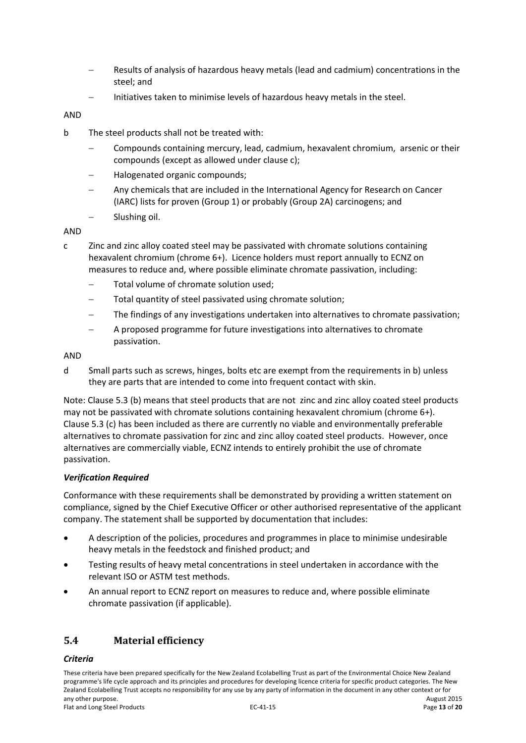- Results of analysis of hazardous heavy metals (lead and cadmium) concentrations in the steel; and
- Initiatives taken to minimise levels of hazardous heavy metals in the steel.

AND

b The steel products shall not be treated with:

- Compounds containing mercury, lead, cadmium, hexavalent chromium, arsenic or their compounds (except as allowed under clause c);
- Halogenated organic compounds;
- Any chemicals that are included in the International Agency for Research on Cancer (IARC) lists for proven (Group 1) or probably (Group 2A) carcinogens; and
- Slushing oil.

AND

c Zinc and zinc alloy coated steel may be passivated with chromate solutions containing hexavalent chromium (chrome 6+). Licence holders must report annually to ECNZ on measures to reduce and, where possible eliminate chromate passivation, including:

- Total volume of chromate solution used;
- Total quantity of steel passivated using chromate solution;
- The findings of any investigations undertaken into alternatives to chromate passivation;
- A proposed programme for future investigations into alternatives to chromate passivation.

AND

d Small parts such as screws, hinges, bolts etc are exempt from the requirements in b) unless they are parts that are intended to come into frequent contact with skin.

Note: Clause 5.3 (b) means that steel products that are not zinc and zinc alloy coated steel products may not be passivated with chromate solutions containing hexavalent chromium (chrome 6+). Clause 5.3 (c) has been included as there are currently no viable and environmentally preferable alternatives to chromate passivation for zinc and zinc alloy coated steel products. However, once alternatives are commercially viable, ECNZ intends to entirely prohibit the use of chromate passivation.

***Verification Required***

Conformance with these requirements shall be demonstrated by providing a written statement on compliance, signed by the Chief Executive Officer or other authorised representative of the applicant company. The statement shall be supported by documentation that includes:

- A description of the policies, procedures and programmes in place to minimise undesirable heavy metals in the feedstock and finished product; and
- Testing results of heavy metal concentrations in steel undertaken in accordance with the relevant ISO or ASTM test methods.
- An annual report to ECNZ report on measures to reduce and, where possible eliminate chromate passivation (if applicable).

## 5.4 Material efficiency

***Criteria***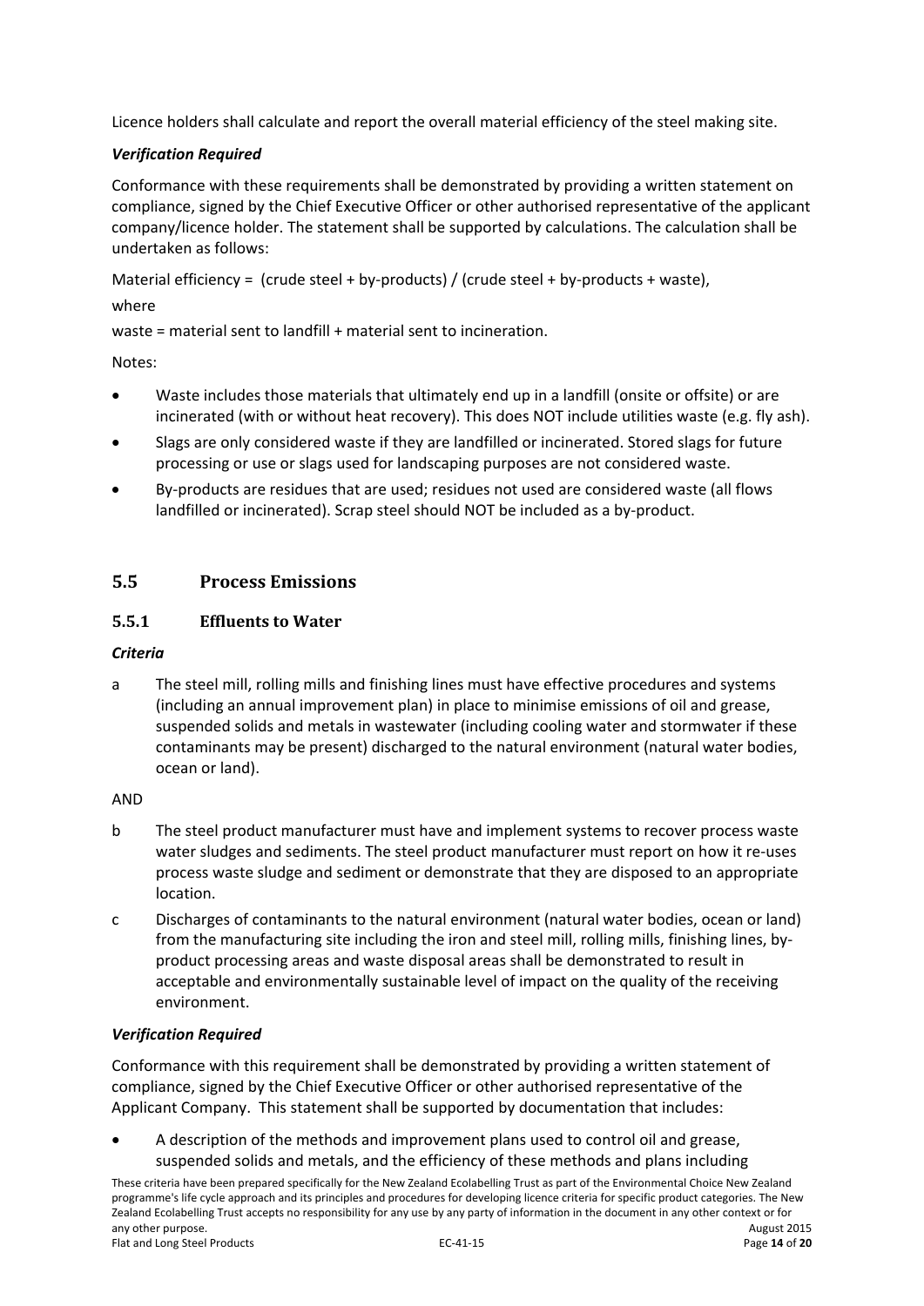Licence holders shall calculate and report the overall material efficiency of the steel making site.

***Verification Required***

Conformance with these requirements shall be demonstrated by providing a written statement on compliance, signed by the Chief Executive Officer or other authorised representative of the applicant company/licence holder. The statement shall be supported by calculations. The calculation shall be undertaken as follows:

Material efficiency = (crude steel + by-products) / (crude steel + by-products + waste),

where

waste = material sent to landfill + material sent to incineration.

Notes:

- Waste includes those materials that ultimately end up in a landfill (onsite or offsite) or are incinerated (with or without heat recovery). This does NOT include utilities waste (e.g. fly ash).
- Slags are only considered waste if they are landfilled or incinerated. Stored slags for future processing or use or slags used for landscaping purposes are not considered waste.
- By-products are residues that are used; residues not used are considered waste (all flows landfilled or incinerated). Scrap steel should NOT be included as a by-product.

## 5.5 Process Emissions

### 5.5.1 Effluents to Water

***Criteria***

a The steel mill, rolling mills and finishing lines must have effective procedures and systems (including an annual improvement plan) in place to minimise emissions of oil and grease, suspended solids and metals in wastewater (including cooling water and stormwater if these contaminants may be present) discharged to the natural environment (natural water bodies, ocean or land).

AND

b The steel product manufacturer must have and implement systems to recover process waste water sludges and sediments. The steel product manufacturer must report on how it re-uses process waste sludge and sediment or demonstrate that they are disposed to an appropriate location.

c Discharges of contaminants to the natural environment (natural water bodies, ocean or land) from the manufacturing site including the iron and steel mill, rolling mills, finishing lines, by-product processing areas and waste disposal areas shall be demonstrated to result in acceptable and environmentally sustainable level of impact on the quality of the receiving environment.

***Verification Required***

Conformance with this requirement shall be demonstrated by providing a written statement of compliance, signed by the Chief Executive Officer or other authorised representative of the Applicant Company. This statement shall be supported by documentation that includes:

- A description of the methods and improvement plans used to control oil and grease, suspended solids and metals, and the efficiency of these methods and plans including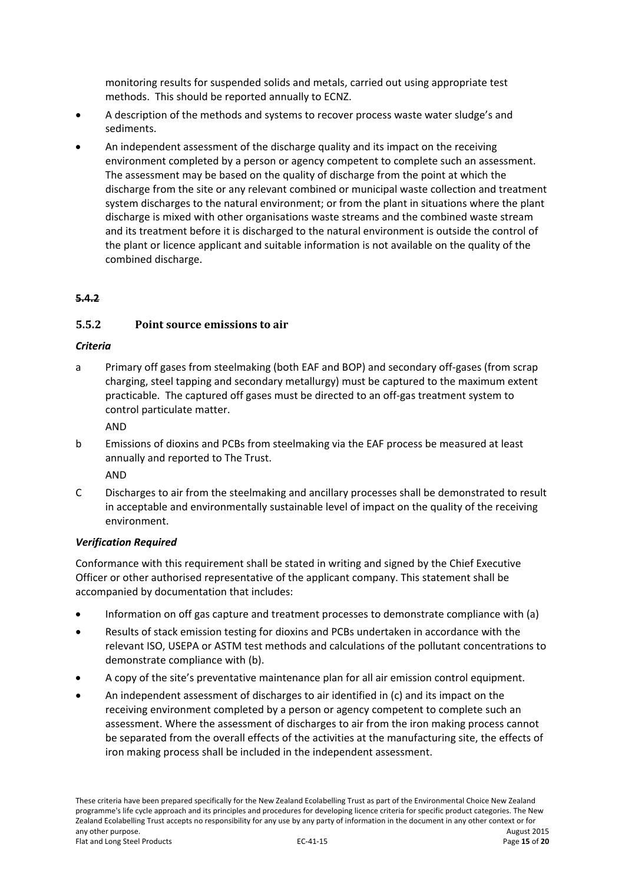monitoring results for suspended solids and metals, carried out using appropriate test methods. This should be reported annually to ECNZ.

- A description of the methods and systems to recover process waste water sludge's and sediments.
- An independent assessment of the discharge quality and its impact on the receiving environment completed by a person or agency competent to complete such an assessment. The assessment may be based on the quality of discharge from the point at which the discharge from the site or any relevant combined or municipal waste collection and treatment system discharges to the natural environment; or from the plant in situations where the plant discharge is mixed with other organisations waste streams and the combined waste stream and its treatment before it is discharged to the natural environment is outside the control of the plant or licence applicant and suitable information is not available on the quality of the combined discharge.

~~**5.4.2**~~

### 5.5.2 Point source emissions to air

***Criteria***

a Primary off gases from steelmaking (both EAF and BOP) and secondary off-gases (from scrap charging, steel tapping and secondary metallurgy) must be captured to the maximum extent practicable. The captured off gases must be directed to an off-gas treatment system to control particulate matter.

AND

b Emissions of dioxins and PCBs from steelmaking via the EAF process be measured at least annually and reported to The Trust.

AND

C Discharges to air from the steelmaking and ancillary processes shall be demonstrated to result in acceptable and environmentally sustainable level of impact on the quality of the receiving environment.

***Verification Required***

Conformance with this requirement shall be stated in writing and signed by the Chief Executive Officer or other authorised representative of the applicant company. This statement shall be accompanied by documentation that includes:

- Information on off gas capture and treatment processes to demonstrate compliance with (a)
- Results of stack emission testing for dioxins and PCBs undertaken in accordance with the relevant ISO, USEPA or ASTM test methods and calculations of the pollutant concentrations to demonstrate compliance with (b).
- A copy of the site's preventative maintenance plan for all air emission control equipment.
- An independent assessment of discharges to air identified in (c) and its impact on the receiving environment completed by a person or agency competent to complete such an assessment. Where the assessment of discharges to air from the iron making process cannot be separated from the overall effects of the activities at the manufacturing site, the effects of iron making process shall be included in the independent assessment.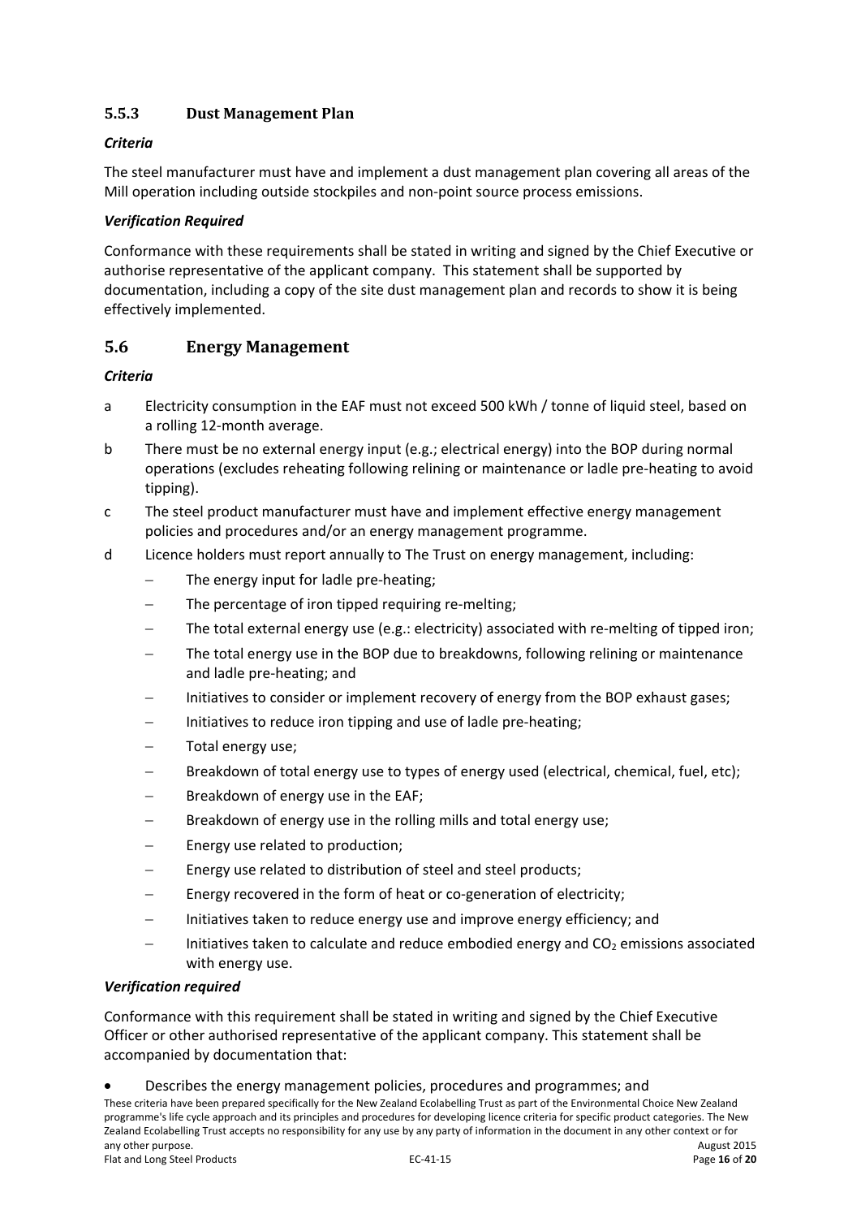### 5.5.3 Dust Management Plan

***Criteria***

The steel manufacturer must have and implement a dust management plan covering all areas of the Mill operation including outside stockpiles and non-point source process emissions.

***Verification Required***

Conformance with these requirements shall be stated in writing and signed by the Chief Executive or authorise representative of the applicant company. This statement shall be supported by documentation, including a copy of the site dust management plan and records to show it is being effectively implemented.

## 5.6 Energy Management

***Criteria***

a Electricity consumption in the EAF must not exceed 500 kWh / tonne of liquid steel, based on a rolling 12-month average.

b There must be no external energy input (e.g.; electrical energy) into the BOP during normal operations (excludes reheating following relining or maintenance or ladle pre-heating to avoid tipping).

c The steel product manufacturer must have and implement effective energy management policies and procedures and/or an energy management programme.

d Licence holders must report annually to The Trust on energy management, including:

- The energy input for ladle pre-heating;
- The percentage of iron tipped requiring re-melting;
- The total external energy use (e.g.: electricity) associated with re-melting of tipped iron;
- The total energy use in the BOP due to breakdowns, following relining or maintenance and ladle pre-heating; and
- Initiatives to consider or implement recovery of energy from the BOP exhaust gases;
- Initiatives to reduce iron tipping and use of ladle pre-heating;
- Total energy use;
- Breakdown of total energy use to types of energy used (electrical, chemical, fuel, etc);
- Breakdown of energy use in the EAF;
- Breakdown of energy use in the rolling mills and total energy use;
- Energy use related to production;
- Energy use related to distribution of steel and steel products;
- Energy recovered in the form of heat or co-generation of electricity;
- Initiatives taken to reduce energy use and improve energy efficiency; and
- Initiatives taken to calculate and reduce embodied energy and $CO_2$ emissions associated with energy use.

***Verification required***

Conformance with this requirement shall be stated in writing and signed by the Chief Executive Officer or other authorised representative of the applicant company. This statement shall be accompanied by documentation that:

- Describes the energy management policies, procedures and programmes; and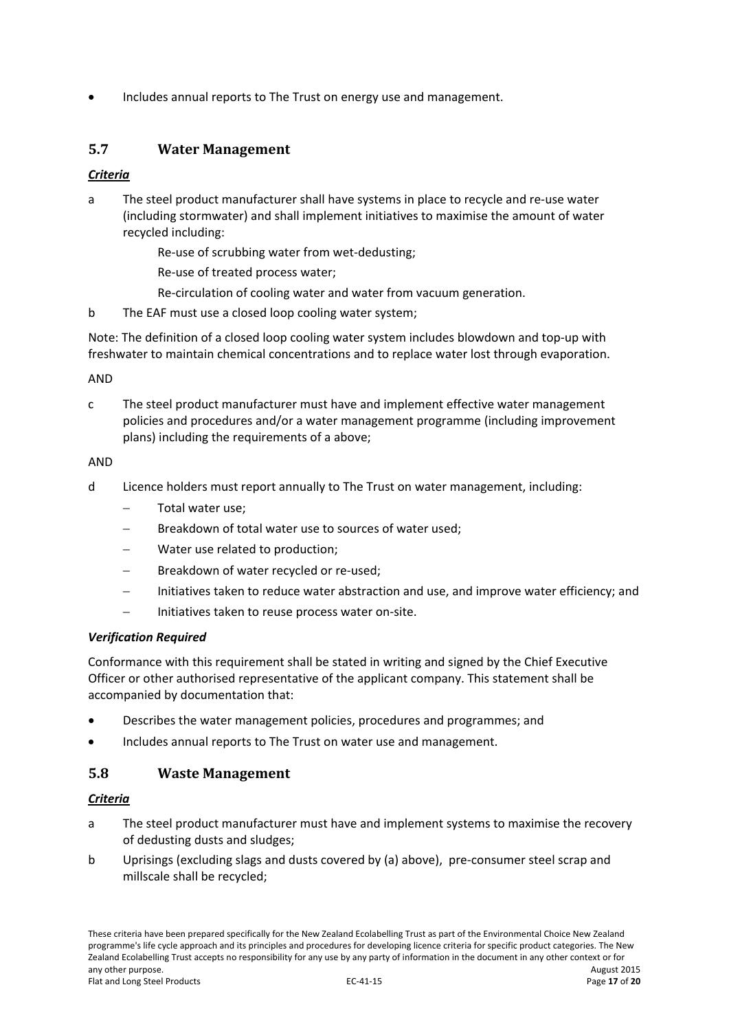- Includes annual reports to The Trust on energy use and management.

## 5.7 Water Management

***Criteria***

a The steel product manufacturer shall have systems in place to recycle and re-use water (including stormwater) and shall implement initiatives to maximise the amount of water recycled including:

Re-use of scrubbing water from wet-dedusting;

Re-use of treated process water;

Re-circulation of cooling water and water from vacuum generation.

b The EAF must use a closed loop cooling water system;

Note: The definition of a closed loop cooling water system includes blowdown and top-up with freshwater to maintain chemical concentrations and to replace water lost through evaporation.

AND

c The steel product manufacturer must have and implement effective water management policies and procedures and/or a water management programme (including improvement plans) including the requirements of a above;

AND

d Licence holders must report annually to The Trust on water management, including:

- Total water use;
- Breakdown of total water use to sources of water used;
- Water use related to production;
- Breakdown of water recycled or re-used;
- Initiatives taken to reduce water abstraction and use, and improve water efficiency; and
- Initiatives taken to reuse process water on-site.

***Verification Required***

Conformance with this requirement shall be stated in writing and signed by the Chief Executive Officer or other authorised representative of the applicant company. This statement shall be accompanied by documentation that:

- Describes the water management policies, procedures and programmes; and
- Includes annual reports to The Trust on water use and management.

## 5.8 Waste Management

***Criteria***

a The steel product manufacturer must have and implement systems to maximise the recovery of dedusting dusts and sludges;

b Uprisings (excluding slags and dusts covered by (a) above), pre-consumer steel scrap and millscale shall be recycled;

These criteria have been prepared specifically for the New Zealand Ecolabelling Trust as part of the Environmental Choice New Zealand programme's life cycle approach and its principles and procedures for developing licence criteria for specific product categories. The New Zealand Ecolabelling Trust accepts no responsibility for any use by any party of information in the document in any other context or for any other purpose.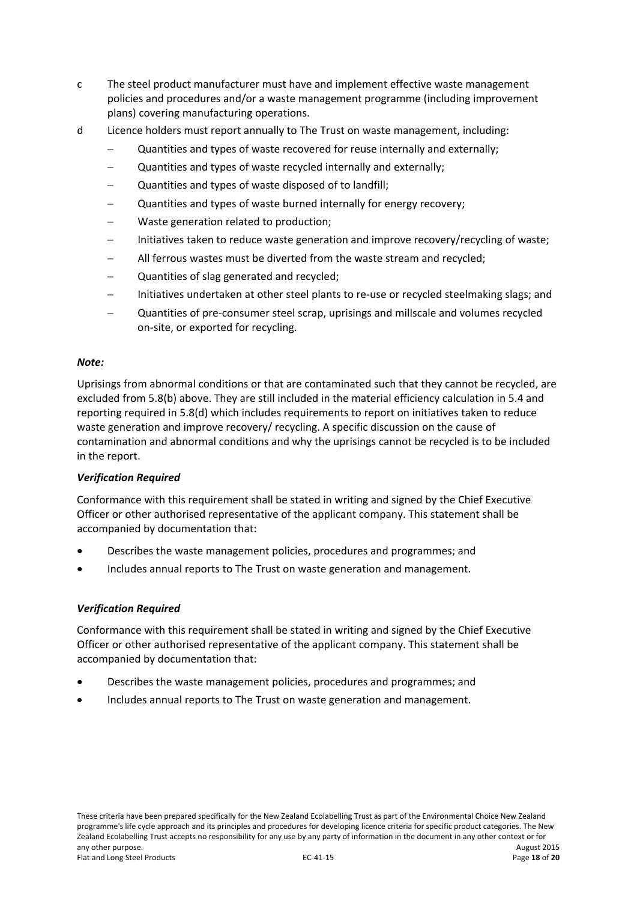c The steel product manufacturer must have and implement effective waste management policies and procedures and/or a waste management programme (including improvement plans) covering manufacturing operations.

d Licence holders must report annually to The Trust on waste management, including:

- Quantities and types of waste recovered for reuse internally and externally;
- Quantities and types of waste recycled internally and externally;
- Quantities and types of waste disposed of to landfill;
- Quantities and types of waste burned internally for energy recovery;
- Waste generation related to production;
- Initiatives taken to reduce waste generation and improve recovery/recycling of waste;
- All ferrous wastes must be diverted from the waste stream and recycled;
- Quantities of slag generated and recycled;
- Initiatives undertaken at other steel plants to re-use or recycled steelmaking slags; and
- Quantities of pre-consumer steel scrap, uprisings and millscale and volumes recycled on-site, or exported for recycling.

***Note:***

Uprisings from abnormal conditions or that are contaminated such that they cannot be recycled, are excluded from 5.8(b) above. They are still included in the material efficiency calculation in 5.4 and reporting required in 5.8(d) which includes requirements to report on initiatives taken to reduce waste generation and improve recovery/ recycling. A specific discussion on the cause of contamination and abnormal conditions and why the uprisings cannot be recycled is to be included in the report.

***Verification Required***

Conformance with this requirement shall be stated in writing and signed by the Chief Executive Officer or other authorised representative of the applicant company. This statement shall be accompanied by documentation that:

- Describes the waste management policies, procedures and programmes; and
- Includes annual reports to The Trust on waste generation and management.

***Verification Required***

Conformance with this requirement shall be stated in writing and signed by the Chief Executive Officer or other authorised representative of the applicant company. This statement shall be accompanied by documentation that:

- Describes the waste management policies, procedures and programmes; and
- Includes annual reports to The Trust on waste generation and management.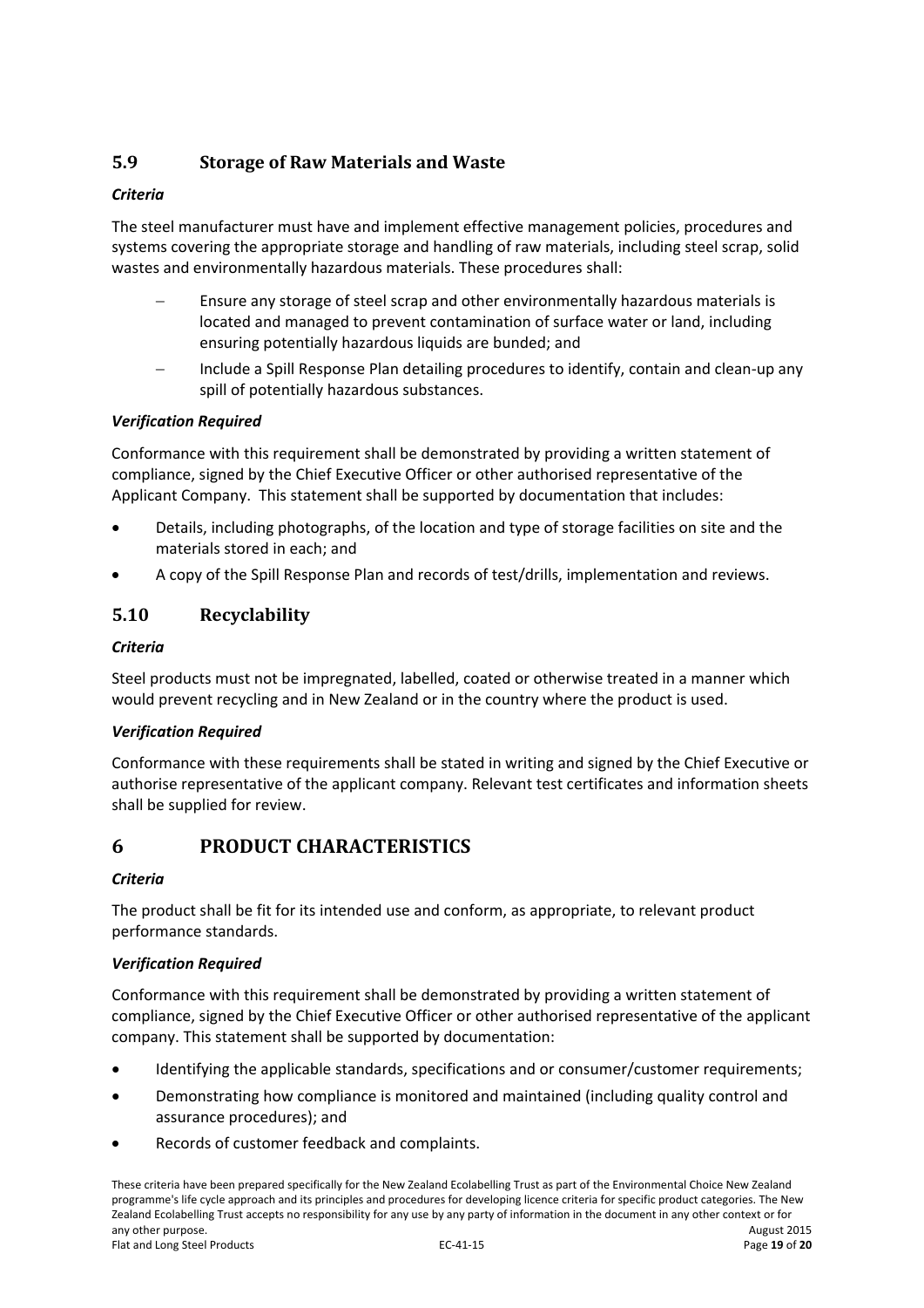## 5.9 Storage of Raw Materials and Waste

***Criteria***

The steel manufacturer must have and implement effective management policies, procedures and systems covering the appropriate storage and handling of raw materials, including steel scrap, solid wastes and environmentally hazardous materials. These procedures shall:

- Ensure any storage of steel scrap and other environmentally hazardous materials is located and managed to prevent contamination of surface water or land, including ensuring potentially hazardous liquids are bunded; and
- Include a Spill Response Plan detailing procedures to identify, contain and clean-up any spill of potentially hazardous substances.

***Verification Required***

Conformance with this requirement shall be demonstrated by providing a written statement of compliance, signed by the Chief Executive Officer or other authorised representative of the Applicant Company. This statement shall be supported by documentation that includes:

- Details, including photographs, of the location and type of storage facilities on site and the materials stored in each; and
- A copy of the Spill Response Plan and records of test/drills, implementation and reviews.

## 5.10 Recyclability

***Criteria***

Steel products must not be impregnated, labelled, coated or otherwise treated in a manner which would prevent recycling and in New Zealand or in the country where the product is used.

***Verification Required***

Conformance with these requirements shall be stated in writing and signed by the Chief Executive or authorise representative of the applicant company. Relevant test certificates and information sheets shall be supplied for review.

# 6 PRODUCT CHARACTERISTICS

***Criteria***

The product shall be fit for its intended use and conform, as appropriate, to relevant product performance standards.

***Verification Required***

Conformance with this requirement shall be demonstrated by providing a written statement of compliance, signed by the Chief Executive Officer or other authorised representative of the applicant company. This statement shall be supported by documentation:

- Identifying the applicable standards, specifications and or consumer/customer requirements;
- Demonstrating how compliance is monitored and maintained (including quality control and assurance procedures); and
- Records of customer feedback and complaints.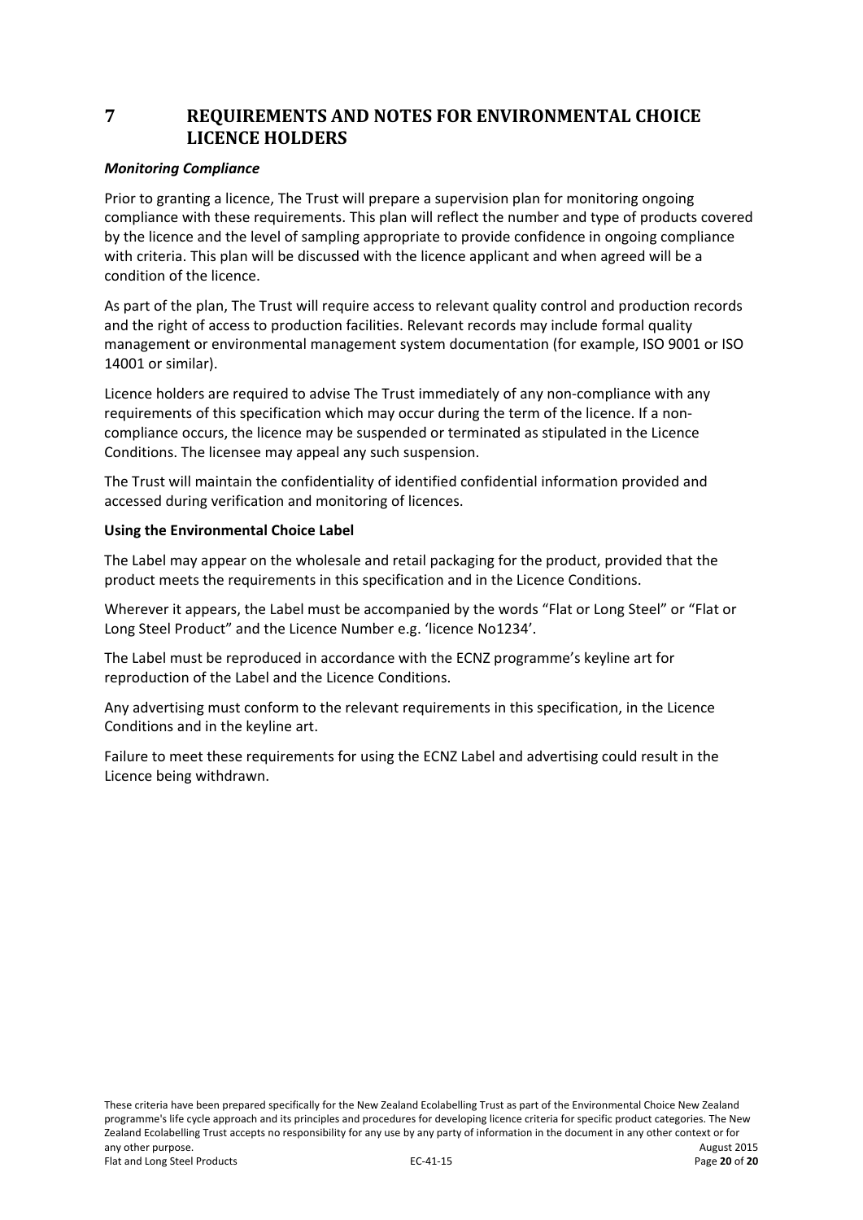# 7 REQUIREMENTS AND NOTES FOR ENVIRONMENTAL CHOICE LICENCE HOLDERS

***Monitoring Compliance***

Prior to granting a licence, The Trust will prepare a supervision plan for monitoring ongoing compliance with these requirements. This plan will reflect the number and type of products covered by the licence and the level of sampling appropriate to provide confidence in ongoing compliance with criteria. This plan will be discussed with the licence applicant and when agreed will be a condition of the licence.

As part of the plan, The Trust will require access to relevant quality control and production records and the right of access to production facilities. Relevant records may include formal quality management or environmental management system documentation (for example, ISO 9001 or ISO 14001 or similar).

Licence holders are required to advise The Trust immediately of any non-compliance with any requirements of this specification which may occur during the term of the licence. If a non-compliance occurs, the licence may be suspended or terminated as stipulated in the Licence Conditions. The licensee may appeal any such suspension.

The Trust will maintain the confidentiality of identified confidential information provided and accessed during verification and monitoring of licences.

**Using the Environmental Choice Label**

The Label may appear on the wholesale and retail packaging for the product, provided that the product meets the requirements in this specification and in the Licence Conditions.

Wherever it appears, the Label must be accompanied by the words "Flat or Long Steel" or "Flat or Long Steel Product" and the Licence Number e.g. 'licence No1234'.

The Label must be reproduced in accordance with the ECNZ programme's keyline art for reproduction of the Label and the Licence Conditions.

Any advertising must conform to the relevant requirements in this specification, in the Licence Conditions and in the keyline art.

Failure to meet these requirements for using the ECNZ Label and advertising could result in the Licence being withdrawn.

These criteria have been prepared specifically for the New Zealand Ecolabelling Trust as part of the Environmental Choice New Zealand programme's life cycle approach and its principles and procedures for developing licence criteria for specific product categories. The New Zealand Ecolabelling Trust accepts no responsibility for any use by any party of information in the document in any other context or for any other purpose.